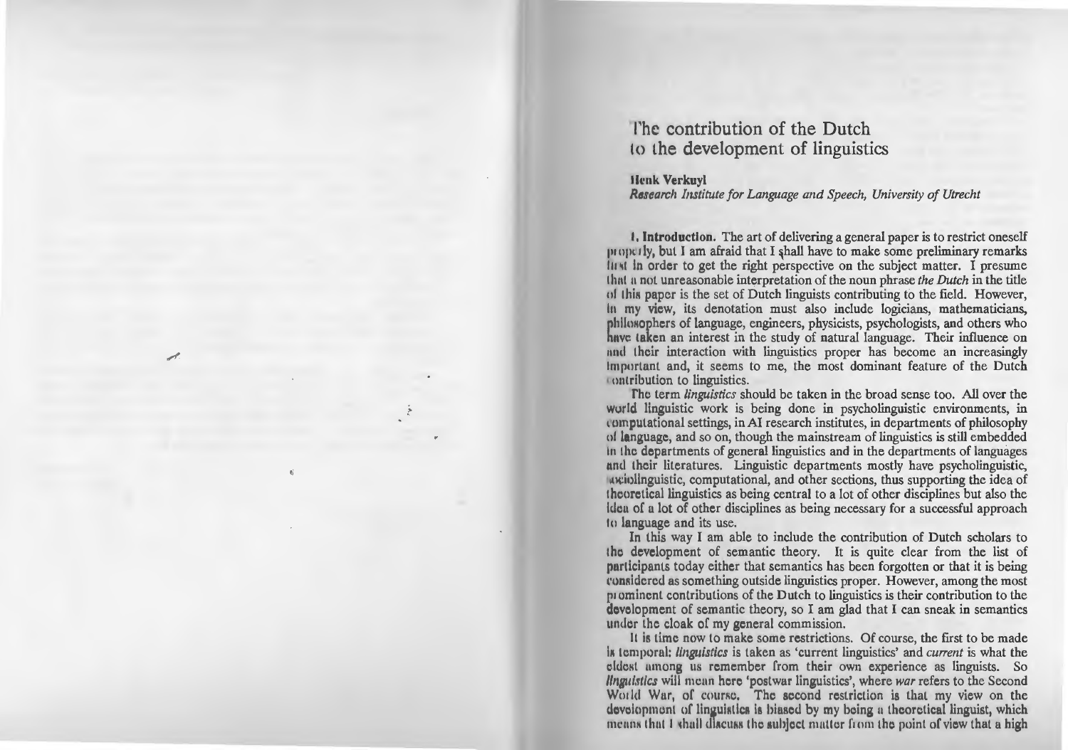# The contribution of the Dutch to the development of linguistics

**Henk Verkuyl**
*Research Institute for Language and Speech, University of Utrecht*

**1. Introduction.** The art of delivering a general paper is to restrict oneself properly, but I am afraid that I shall have to make some preliminary remarks first in order to get the right perspective on the subject matter. I presume that a not unreasonable interpretation of the noun phrase *the Dutch* in the title of this paper is the set of Dutch linguists contributing to the field. However, in my view, its denotation must also include logicians, mathematicians, philosophers of language, engineers, physicists, psychologists, and others who have taken an interest in the study of natural language. Their influence on and their interaction with linguistics proper has become an increasingly important and, it seems to me, the most dominant feature of the Dutch contribution to linguistics.

The term *linguistics* should be taken in the broad sense too. All over the world linguistic work is being done in psycholinguistic environments, in computational settings, in AI research institutes, in departments of philosophy of language, and so on, though the mainstream of linguistics is still embedded in the departments of general linguistics and in the departments of languages and their literatures. Linguistic departments mostly have psycholinguistic, sociolinguistic, computational, and other sections, thus supporting the idea of theoretical linguistics as being central to a lot of other disciplines but also the idea of a lot of other disciplines as being necessary for a successful approach to language and its use.

In this way I am able to include the contribution of Dutch scholars to the development of semantic theory. It is quite clear from the list of participants today either that semantics has been forgotten or that it is being considered as something outside linguistics proper. However, among the most prominent contributions of the Dutch to linguistics is their contribution to the development of semantic theory, so I am glad that I can sneak in semantics under the cloak of my general commission.

It is time now to make some restrictions. Of course, the first to be made is temporal: *linguistics* is taken as 'current linguistics' and *current* is what the eldest among us remember from their own experience as linguists. So *linguistics* will mean here 'postwar linguistics', where *war* refers to the Second World War, of course. The second restriction is that my view on the development of linguistics is biased by my being a theoretical linguist, which means that I shall discuss the subject matter from the point of view that a high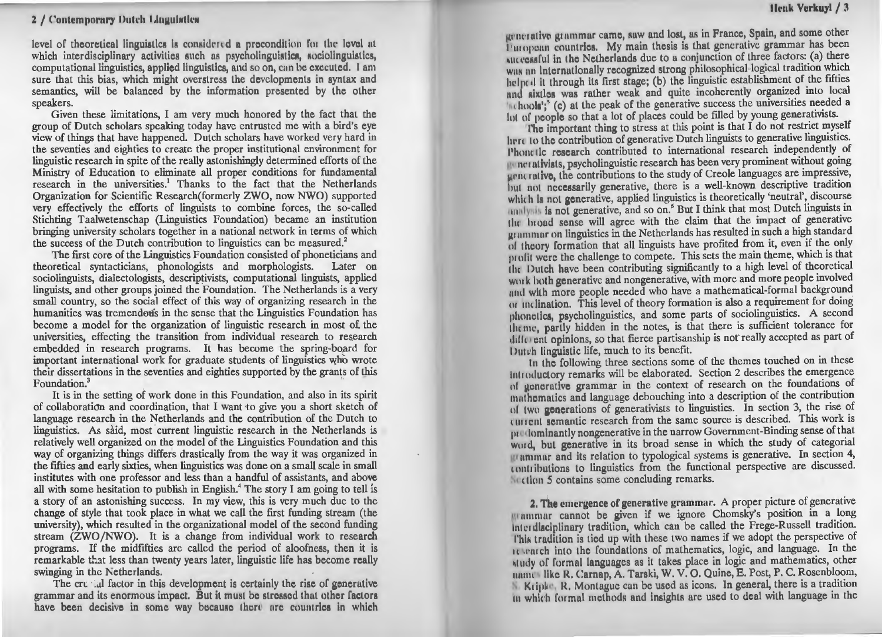level of theoretical linguistics is considered a precondition for the level at which interdisciplinary activities such as psycholinguistics, sociolinguistics, computational linguistics, applied linguistics, and so on, can be executed. I am sure that this bias, which might overstress the developments in syntax and semantics, will be balanced by the information presented by the other speakers.

Given these limitations, I am very much honored by the fact that the group of Dutch scholars speaking today have entrusted me with a bird's eye view of things that have happened. Dutch scholars have worked very hard in the seventies and eighties to create the proper institutional environment for linguistic research in spite of the really astonishingly determined efforts of the Ministry of Education to eliminate all proper conditions for fundamental research in the universities.[1] Thanks to the fact that the Netherlands Organization for Scientific Research(formerly ZWO, now NWO) supported very effectively the efforts of linguists to combine forces, the so-called Stichting Taalwetenschap (Linguistics Foundation) became an institution bringing university scholars together in a national network in terms of which the success of the Dutch contribution to linguistics can be measured.[2]

The first core of the Linguistics Foundation consisted of phoneticians and theoretical syntacticians, phonologists and morphologists. Later on sociolinguists, dialectologists, descriptivists, computational linguists, applied linguists, and other groups joined the Foundation. The Netherlands is a very small country, so the social effect of this way of organizing research in the humanities was tremendous in the sense that the Linguistics Foundation has become a model for the organization of linguistic research in most of the universities, effecting the transition from individual research to research embedded in research programs. It has become the spring-board for important international work for graduate students of linguistics who wrote their dissertations in the seventies and eighties supported by the grants of this Foundation.[3]

It is in the setting of work done in this Foundation, and also in its spirit of collaboration and coordination, that I want to give you a short sketch of language research in the Netherlands and the contribution of the Dutch to linguistics. As said, most current linguistic research in the Netherlands is relatively well organized on the model of the Linguistics Foundation and this way of organizing things differs drastically from the way it was organized in the fifties and early sixties, when linguistics was done on a small scale in small institutes with one professor and less than a handful of assistants, and above all with some hesitation to publish in English.[4] The story I am going to tell is a story of an astonishing success. In my view, this is very much due to the change of style that took place in what we call the first funding stream (the university), which resulted in the organizational model of the second funding stream (ZWO/NWO). It is a change from individual work to research programs. If the midfifties are called the period of aloofness, then it is remarkable that less than twenty years later, linguistic life has become really swinging in the Netherlands.

The crucial factor in this development is certainly the rise of generative grammar and its enormous impact. But it must be stressed that other factors have been decisive in some way because there are countries in which generative grammar came, saw and lost, as in France, Spain, and some other European countries. My main thesis is that generative grammar has been successful in the Netherlands due to a conjunction of three factors: (a) there was an internationally recognized strong philosophical-logical tradition which helped it through its first stage; (b) the linguistic establishment of the fifties and sixties was rather weak and quite incoherently organized into local 'schools';[5] (c) at the peak of the generative success the universities needed a lot of people so that a lot of places could be filled by young generativists.

The important thing to stress at this point is that I do not restrict myself here to the contribution of generative Dutch linguists to generative linguistics. Phonetic research contributed to international research independently of generativists, psycholinguistic research has been very prominent without going generative, the contributions to the study of Creole languages are impressive, but not necessarily generative, there is a well-known descriptive tradition which is not generative, applied linguistics is theoretically 'neutral', discourse analysis is not generative, and so on.[6] But I think that most Dutch linguists in the broad sense will agree with the claim that the impact of generative grammar on linguistics in the Netherlands has resulted in such a high standard of theory formation that all linguists have profited from it, even if the only profit were the challenge to compete. This sets the main theme, which is that the Dutch have been contributing significantly to a high level of theoretical work both generative and nongenerative, with more and more people involved and with more people needed who have a mathematical-formal background or inclination. This level of theory formation is also a requirement for doing phonetics, psycholinguistics, and some parts of sociolinguistics. A second theme, partly hidden in the notes, is that there is sufficient tolerance for different opinions, so that fierce partisanship is not really accepted as part of Dutch linguistic life, much to its benefit.

In the following three sections some of the themes touched on in these introductory remarks will be elaborated. Section 2 describes the emergence of generative grammar in the context of research on the foundations of mathematics and language debouching into a description of the contribution of two generations of generativists to linguistics. In section 3, the rise of current semantic research from the same source is described. This work is predominantly nongenerative in the narrow Government-Binding sense of that word, but generative in its broad sense in which the study of categorial grammar and its relation to typological systems is generative. In section 4, contributions to linguistics from the functional perspective are discussed. Section 5 contains some concluding remarks.

**2. The emergence of generative grammar.** A proper picture of generative grammar cannot be given if we ignore Chomsky's position in a long interdisciplinary tradition, which can be called the Frege-Russell tradition. This tradition is tied up with these two names if we adopt the perspective of research into the foundations of mathematics, logic, and language. In the study of formal languages as it takes place in logic and mathematics, other names like R. Carnap, A. Tarski, W. V. O. Quine, E. Post, P. C. Rosenbloom, S. Kripke, R. Montague can be used as icons. In general, there is a tradition in which formal methods and insights are used to deal with language in the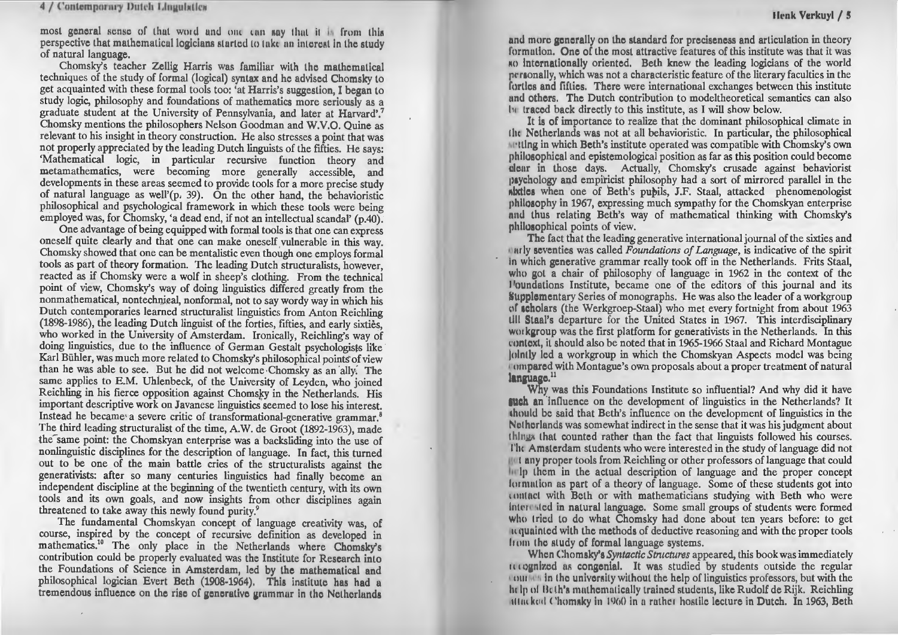most general sense of that word and one can say that it is from this perspective that mathematical logicians started to take an interest in the study of natural language.

Chomsky's teacher Zellig Harris was familiar with the mathematical techniques of the study of formal (logical) syntax and he advised Chomsky to get acquainted with these formal tools too: 'at Harris's suggestion, I began to study logic, philosophy and foundations of mathematics more seriously as a graduate student at the University of Pennsylvania, and later at Harvard'.[7] Chomsky mentions the philosophers Nelson Goodman and W.V.O. Quine as relevant to his insight in theory construction. He also stresses a point that was not properly appreciated by the leading Dutch linguists of the fifties. He says: 'Mathematical logic, in particular recursive function theory and metamathematics, were becoming more generally accessible, and developments in these areas seemed to provide tools for a more precise study of natural language as well'(p. 39). On the other hand, the behavioristic philosophical and psychological framework in which these tools were being employed was, for Chomsky, 'a dead end, if not an intellectual scandal' (p.40).

One advantage of being equipped with formal tools is that one can express oneself quite clearly and that one can make oneself vulnerable in this way. Chomsky showed that one can be mentalistic even though one employs formal tools as part of theory formation. The leading Dutch structuralists, however, reacted as if Chomsky were a wolf in sheep's clothing. From the technical point of view, Chomsky's way of doing linguistics differed greatly from the nonmathematical, nontechnical, nonformal, not to say wordy way in which his Dutch contemporaries learned structuralist linguistics from Anton Reichling (1898-1986), the leading Dutch linguist of the forties, fifties, and early sixties, who worked in the University of Amsterdam. Ironically, Reichling's way of doing linguistics, due to the influence of German Gestalt psychologists like Karl Bühler, was much more related to Chomsky's philosophical points of view than he was able to see. But he did not welcome Chomsky as an ally. The same applies to E.M. Uhlenbeck, of the University of Leyden, who joined Reichling in his fierce opposition against Chomsky in the Netherlands. His important descriptive work on Javanese linguistics seemed to lose his interest. Instead he became a severe critic of transformational-generative grammar.[8] The third leading structuralist of the time, A.W. de Groot (1892-1963), made the same point: the Chomskyan enterprise was a backsliding into the use of nonlinguistic disciplines for the description of language. In fact, this turned out to be one of the main battle cries of the structuralists against the generativists: after so many centuries linguistics had finally become an independent discipline at the beginning of the twentieth century, with its own tools and its own goals, and now insights from other disciplines again threatened to take away this newly found purity.[9]

The fundamental Chomskyan concept of language creativity was, of course, inspired by the concept of recursive definition as developed in mathematics.[10] The only place in the Netherlands where Chomsky's contribution could be properly evaluated was the Institute for Research into the Foundations of Science in Amsterdam, led by the mathematical and philosophical logician Evert Beth (1908-1964). This institute has had a tremendous influence on the rise of generative grammar in the Netherlands and more generally on the standard for preciseness and articulation in theory formation. One of the most attractive features of this institute was that it was so internationally oriented. Beth knew the leading logicians of the world personally, which was not a characteristic feature of the literary faculties in the forties and fifties. There were international exchanges between this institute and others. The Dutch contribution to modeltheoretical semantics can also be traced back directly to this institute, as I will show below.

It is of importance to realize that the dominant philosophical climate in the Netherlands was not at all behavioristic. In particular, the philosophical setting in which Beth's institute operated was compatible with Chomsky's own philosophical and epistemological position as far as this position could become clear in those days. Actually, Chomsky's crusade against behaviorist psychology and empiricist philosophy had a sort of mirrored parallel in the sixties when one of Beth's pupils, J.F. Staal, attacked phenomenologist philosophy in 1967, expressing much sympathy for the Chomskyan enterprise and thus relating Beth's way of mathematical thinking with Chomsky's philosophical points of view.

The fact that the leading generative international journal of the sixties and early seventies was called *Foundations of Language*, is indicative of the spirit in which generative grammar really took off in the Netherlands. Frits Staal, who got a chair of philosophy of language in 1962 in the context of the Foundations Institute, became one of the editors of this journal and its Supplementary Series of monographs. He was also the leader of a workgroup of scholars (the Werkgroep-Staal) who met every fortnight from about 1963 till Staal's departure for the United States in 1967. This interdisciplinary workgroup was the first platform for generativists in the Netherlands. In this context, it should also be noted that in 1965-1966 Staal and Richard Montague jointly led a workgroup in which the Chomskyan Aspects model was being compared with Montague's own proposals about a proper treatment of natural language.[11]

Why was this Foundations Institute so influential? And why did it have such an influence on the development of linguistics in the Netherlands? It should be said that Beth's influence on the development of linguistics in the Netherlands was somewhat indirect in the sense that it was his judgment about things that counted rather than the fact that linguists followed his courses. The Amsterdam students who were interested in the study of language did not get any proper tools from Reichling or other professors of language that could help them in the actual description of language and the proper concept formation as part of a theory of language. Some of these students got into contact with Beth or with mathematicians studying with Beth who were interested in natural language. Some small groups of students were formed who tried to do what Chomsky had done about ten years before: to get acquainted with the methods of deductive reasoning and with the proper tools from the study of formal language systems.

When Chomsky's *Syntactic Structures* appeared, this book was immediately recognized as congenial. It was studied by students outside the regular courses in the university without the help of linguistics professors, but with the help of Beth's mathematically trained students, like Rudolf de Rijk. Reichling attacked Chomsky in 1960 in a rather hostile lecture in Dutch. In 1963, Beth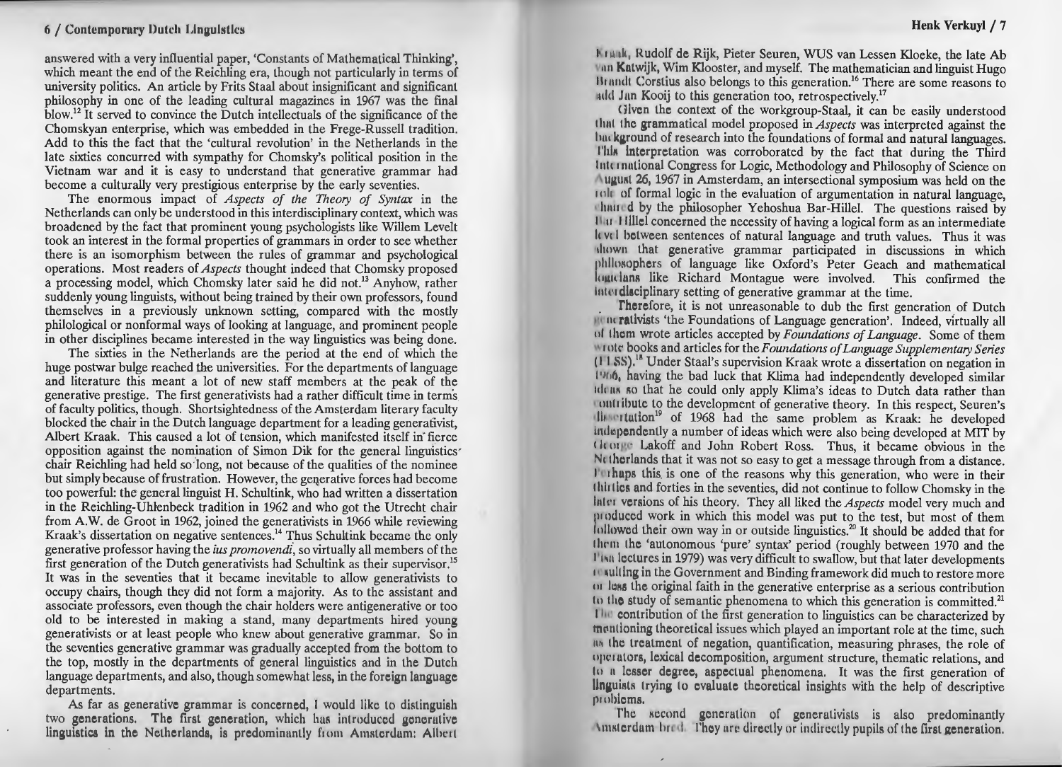answered with a very influential paper, 'Constants of Mathematical Thinking', which meant the end of the Reichling era, though not particularly in terms of university politics. An article by Frits Staal about insignificant and significant philosophy in one of the leading cultural magazines in 1967 was the final blow.[12] It served to convince the Dutch intellectuals of the significance of the Chomskyan enterprise, which was embedded in the Frege-Russell tradition. Add to this the fact that the 'cultural revolution' in the Netherlands in the late sixties concurred with sympathy for Chomsky's political position in the Vietnam war and it is easy to understand that generative grammar had become a culturally very prestigious enterprise by the early seventies.

The enormous impact of *Aspects of the Theory of Syntax* in the Netherlands can only be understood in this interdisciplinary context, which was broadened by the fact that prominent young psychologists like Willem Levelt took an interest in the formal properties of grammars in order to see whether there is an isomorphism between the rules of grammar and psychological operations. Most readers of *Aspects* thought indeed that Chomsky proposed a processing model, which Chomsky later said he did not.[13] Anyhow, rather suddenly young linguists, without being trained by their own professors, found themselves in a previously unknown setting, compared with the mostly philological or nonformal ways of looking at language, and prominent people in other disciplines became interested in the way linguistics was being done.

The sixties in the Netherlands are the period at the end of which the huge postwar bulge reached the universities. For the departments of language and literature this meant a lot of new staff members at the peak of the generative prestige. The first generativists had a rather difficult time in terms of faculty politics, though. Shortsightedness of the Amsterdam literary faculty blocked the chair in the Dutch language department for a leading generativist, Albert Kraak. This caused a lot of tension, which manifested itself in fierce opposition against the nomination of Simon Dik for the general linguistics chair Reichling had held so long, not because of the qualities of the nominee but simply because of frustration. However, the generative forces had become too powerful: the general linguist H. Schultink, who had written a dissertation in the Reichling-Uhlenbeck tradition in 1962 and who got the Utrecht chair from A.W. de Groot in 1962, joined the generativists in 1966 while reviewing Kraak's dissertation on negative sentences.[14] Thus Schultink became the only generative professor having the *ius promovendi*, so virtually all members of the first generation of the Dutch generativists had Schultink as their supervisor.[15] It was in the seventies that it became inevitable to allow generativists to occupy chairs, though they did not form a majority. As to the assistant and associate professors, even though the chair holders were antigenerative or too old to be interested in making a stand, many departments hired young generativists or at least people who knew about generative grammar. So in the seventies generative grammar was gradually accepted from the bottom to the top, mostly in the departments of general linguistics and in the Dutch language departments, and also, though somewhat less, in the foreign language departments.

As far as generative grammar is concerned, I would like to distinguish two generations. The first generation, which has introduced generative linguistics in the Netherlands, is predominantly from Amsterdam: Albert Kraak, Rudolf de Rijk, Pieter Seuren, WUS van Lessen Kloeke, the late Ab van Katwijk, Wim Klooster, and myself. The mathematician and linguist Hugo Brandt Corstius also belongs to this generation.[16] There are some reasons to add Jan Kooij to this generation too, retrospectively.[17]

Given the context of the workgroup-Staal, it can be easily understood that the grammatical model proposed in *Aspects* was interpreted against the background of research into the foundations of formal and natural languages. This interpretation was corroborated by the fact that during the Third International Congress for Logic, Methodology and Philosophy of Science on August 26, 1967 in Amsterdam, an intersectional symposium was held on the role of formal logic in the evaluation of argumentation in natural language, chaired by the philosopher Yehoshua Bar-Hillel. The questions raised by Bar-Hillel concerned the necessity of having a logical form as an intermediate level between sentences of natural language and truth values. Thus it was shown that generative grammar participated in discussions in which philosophers of language like Oxford's Peter Geach and mathematical logicians like Richard Montague were involved. This confirmed the interdisciplinary setting of generative grammar at the time.

Therefore, it is not unreasonable to dub the first generation of Dutch generativists 'the Foundations of Language generation'. Indeed, virtually all of them wrote articles accepted by *Foundations of Language*. Some of them wrote books and articles for the *Foundations of Language Supplementary Series* (FLSS).[18] Under Staal's supervision Kraak wrote a dissertation on negation in 1966, having the bad luck that Klima had independently developed similar ideas so that he could only apply Klima's ideas to Dutch data rather than contribute to the development of generative theory. In this respect, Seuren's dissertation[19] of 1968 had the same problem as Kraak: he developed independently a number of ideas which were also being developed at MIT by George Lakoff and John Robert Ross. Thus, it became obvious in the Netherlands that it was not so easy to get a message through from a distance. Perhaps this is one of the reasons why this generation, who were in their thirties and forties in the seventies, did not continue to follow Chomsky in the later versions of his theory. They all liked the *Aspects* model very much and produced work in which this model was put to the test, but most of them followed their own way in or outside linguistics.[20] It should be added that for them the 'autonomous 'pure' syntax' period (roughly between 1970 and the Pisa lectures in 1979) was very difficult to swallow, but that later developments resulting in the Government and Binding framework did much to restore more or less the original faith in the generative enterprise as a serious contribution to the study of semantic phenomena to which this generation is committed.[21] The contribution of the first generation to linguistics can be characterized by mentioning theoretical issues which played an important role at the time, such as the treatment of negation, quantification, measuring phrases, the role of operators, lexical decomposition, argument structure, thematic relations, and to a lesser degree, aspectual phenomena. It was the first generation of linguists trying to evaluate theoretical insights with the help of descriptive problems.

The second generation of generativists is also predominantly Amsterdam bred. They are directly or indirectly pupils of the first generation.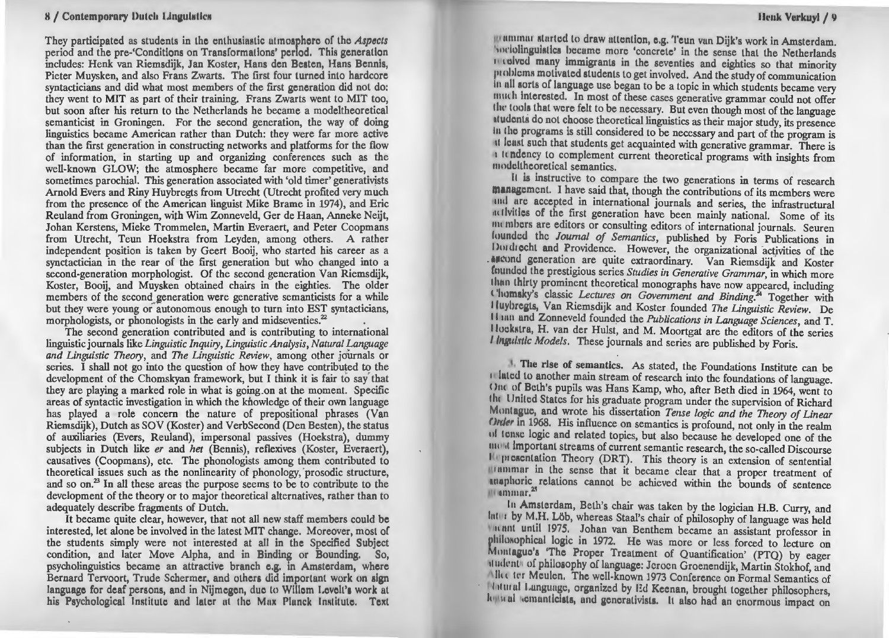They participated as students in the enthusiastic atmosphere of the *Aspects* period and the pre-'Conditions on Transformations' period. This generation includes: Henk van Riemsdijk, Jan Koster, Hans den Besten, Hans Bennis, Pieter Muysken, and also Frans Zwarts. The first four turned into hardcore syntacticians and did what most members of the first generation did not do: they went to MIT as part of their training. Frans Zwarts went to MIT too, but soon after his return to the Netherlands he became a modeltheoretical semanticist in Groningen. For the second generation, the way of doing linguistics became American rather than Dutch: they were far more active than the first generation in constructing networks and platforms for the flow of information, in starting up and organizing conferences such as the well-known GLOW; the atmosphere became far more competitive, and sometimes parochial. This generation associated with 'old timer' generativists Arnold Evers and Riny Huybregts from Utrecht (Utrecht profited very much from the presence of the American linguist Mike Brame in 1974), and Eric Reuland from Groningen, with Wim Zonneveld, Ger de Haan, Anneke Neijt, Johan Kerstens, Mieke Trommelen, Martin Everaert, and Peter Coopmans from Utrecht, Teun Hoekstra from Leyden, among others. A rather independent position is taken by Geert Booij, who started his career as a synctactician in the rear of the first generation but who changed into a second-generation morphologist. Of the second generation Van Riemsdijk, Koster, Booij, and Muysken obtained chairs in the eighties. The older members of the second generation were generative semanticists for a while but they were young or autonomous enough to turn into EST syntacticians, morphologists, or phonologists in the early and midseventies.[22]

The second generation contributed and is contributing to international linguistic journals like *Linguistic Inquiry*, *Linguistic Analysis*, *Natural Language and Linguistic Theory*, and *The Linguistic Review*, among other journals or series. I shall not go into the question of how they have contributed to the development of the Chomskyan framework, but I think it is fair to say that they are playing a marked role in what is going on at the moment. Specific areas of syntactic investigation in which the knowledge of their own language has played a role concern the nature of prepositional phrases (Van Riemsdijk), Dutch as SOV (Koster) and VerbSecond (Den Besten), the status of auxiliaries (Evers, Reuland), impersonal passives (Hoekstra), dummy subjects in Dutch like *er* and *het* (Bennis), reflexives (Koster, Everaert), causatives (Coopmans), etc. The phonologists among them contributed to theoretical issues such as the nonlinearity of phonology, prosodic structure, and so on.[23] In all these areas the purpose seems to be to contribute to the development of the theory or to major theoretical alternatives, rather than to adequately describe fragments of Dutch.

It became quite clear, however, that not all new staff members could be interested, let alone be involved in the latest MIT change. Moreover, most of the students simply were not interested at all in the Specified Subject condition, and later Move Alpha, and in Binding or Bounding. So, psycholinguistics became an attractive branch e.g. in Amsterdam, where Bernard Tervoort, Trude Schermer, and others did important work on sign language for deaf persons, and in Nijmegen, due to Willem Levelt's work at his Psychological Institute and later at the Max Planck Institute. Text grammar started to draw attention, e.g. Teun van Dijk's work in Amsterdam. Sociolinguistics became more 'concrete' in the sense that the Netherlands received many immigrants in the seventies and eighties so that minority problems motivated students to get involved. And the study of communication in all sorts of language use began to be a topic in which students became very much interested. In most of these cases generative grammar could not offer the tools that were felt to be necessary. But even though most of the language students do not choose theoretical linguistics as their major study, its presence in the programs is still considered to be necessary and part of the program is at least such that students get acquainted with generative grammar. There is a tendency to complement current theoretical programs with insights from modeltheoretical semantics.

It is instructive to compare the two generations in terms of research management. I have said that, though the contributions of its members were and are accepted in international journals and series, the infrastructural activities of the first generation have been mainly national. Some of its members are editors or consulting editors of international journals. Seuren founded the *Journal of Semantics*, published by Foris Publications in Dordrecht and Providence. However, the organizational activities of the second generation are quite extraordinary. Van Riemsdijk and Koster founded the prestigious series *Studies in Generative Grammar*, in which more than thirty prominent theoretical monographs have now appeared, including Chomsky's classic *Lectures on Government and Binding*.[24] Together with Huybregts, Van Riemsdijk and Koster founded *The Linguistic Review*. De Haan and Zonneveld founded the *Publications in Language Sciences*, and T. Hoekstra, H. van der Hulst, and M. Moortgat are the editors of the series *Linguistic Models*. These journals and series are published by Foris.

**3. The rise of semantics.** As stated, the Foundations Institute can be related to another main stream of research into the foundations of language. One of Beth's pupils was Hans Kamp, who, after Beth died in 1964, went to the United States for his graduate program under the supervision of Richard Montague, and wrote his dissertation *Tense logic and the Theory of Linear Order* in 1968. His influence on semantics is profound, not only in the realm of tense logic and related topics, but also because he developed one of the most important streams of current semantic research, the so-called Discourse Representation Theory (DRT). This theory is an extension of sentential grammar in the sense that it became clear that a proper treatment of anaphoric relations cannot be achieved within the bounds of sentence grammar.[25]

In Amsterdam, Beth's chair was taken by the logician H.B. Curry, and later by M.H. Löb, whereas Staal's chair of philosophy of language was held vacant until 1975. Johan van Benthem became an assistant professor in philosophical logic in 1972. He was more or less forced to lecture on Montague's 'The Proper Treatment of Quantification' (PTQ) by eager students of philosophy of language: Jeroen Groenendijk, Martin Stokhof, and Alice ter Meulen. The well-known 1973 Conference on Formal Semantics of Natural Language, organized by Ed Keenan, brought together philosophers, logical semanticists, and generativists. It also had an enormous impact on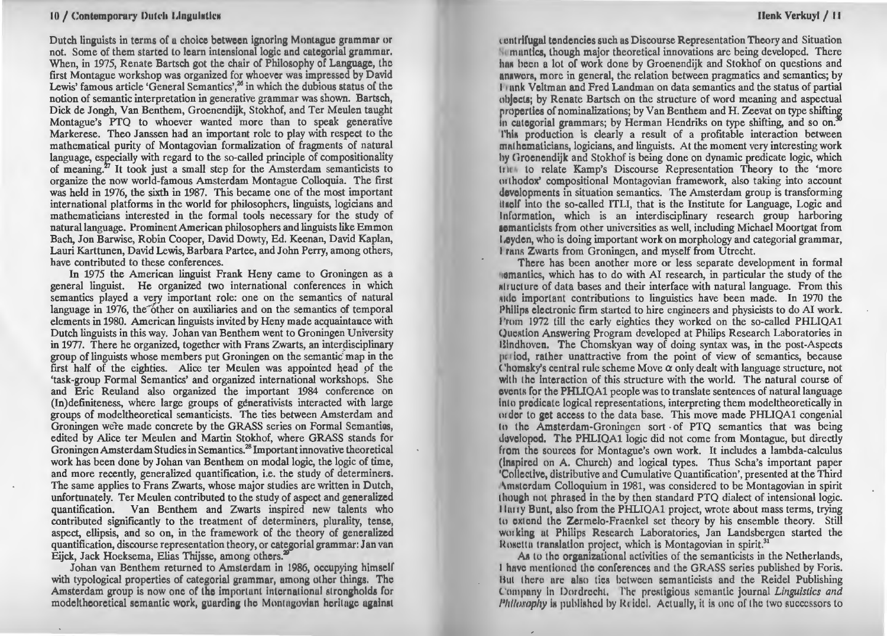Dutch linguists in terms of a choice between ignoring Montague grammar or not. Some of them started to learn intensional logic and categorial grammar. When, in 1975, Renate Bartsch got the chair of Philosophy of Language, the first Montague workshop was organized for whoever was impressed by David Lewis' famous article 'General Semantics',[26] in which the dubious status of the notion of semantic interpretation in generative grammar was shown. Bartsch, Dick de Jongh, Van Benthem, Groenendijk, Stokhof, and Ter Meulen taught Montague's PTQ to whoever wanted more than to speak generative Markerese. Theo Janssen had an important role to play with respect to the mathematical purity of Montagovian formalization of fragments of natural language, especially with regard to the so-called principle of compositionality of meaning.[27] It took just a small step for the Amsterdam semanticists to organize the now world-famous Amsterdam Montague Colloquia. The first was held in 1976, the sixth in 1987. This became one of the most important international platforms in the world for philosophers, linguists, logicians and mathematicians interested in the formal tools necessary for the study of natural language. Prominent American philosophers and linguists like Emmon Bach, Jon Barwise, Robin Cooper, David Dowty, Ed. Keenan, David Kaplan, Lauri Karttunen, David Lewis, Barbara Partee, and John Perry, among others, have contributed to these conferences.

In 1975 the American linguist Frank Heny came to Groningen as a general linguist. He organized two international conferences in which semantics played a very important role: one on the semantics of natural language in 1976, the other on auxiliaries and on the semantics of temporal elements in 1980. American linguists invited by Heny made acquaintance with Dutch linguists in this way. Johan van Benthem went to Groningen University in 1977. There he organized, together with Frans Zwarts, an interdisciplinary group of linguists whose members put Groningen on the semantic map in the first half of the eighties. Alice ter Meulen was appointed head of the 'task-group Formal Semantics' and organized international workshops. She and Eric Reuland also organized the important 1984 conference on (In)definiteness, where large groups of generativists interacted with large groups of modeltheoretical semanticists. The ties between Amsterdam and Groningen were made concrete by the GRASS series on Formal Semantics, edited by Alice ter Meulen and Martin Stokhof, where GRASS stands for Groningen Amsterdam Studies in Semantics.[28] Important innovative theoretical work has been done by Johan van Benthem on modal logic, the logic of time, and more recently, generalized quantification, i.e. the study of determiners. The same applies to Frans Zwarts, whose major studies are written in Dutch, unfortunately. Ter Meulen contributed to the study of aspect and generalized quantification. Van Benthem and Zwarts inspired new talents who contributed significantly to the treatment of determiners, plurality, tense, aspect, ellipsis, and so on, in the framework of the theory of generalized quantification, discourse representation theory, or categorial grammar: Jan van Eijck, Jack Hoeksema, Elias Thijsse, among others.[29]

Johan van Benthem returned to Amsterdam in 1986, occupying himself with typological properties of categorial grammar, among other things. The Amsterdam group is now one of the important international strongholds for modeltheoretical semantic work, guarding the Montagovian heritage against centrifugal tendencies such as Discourse Representation Theory and Situation Semantics, though major theoretical innovations are being developed. There has been a lot of work done by Groenendijk and Stokhof on questions and answers, more in general, the relation between pragmatics and semantics; by Frank Veltman and Fred Landman on data semantics and the status of partial objects; by Renate Bartsch on the structure of word meaning and aspectual properties of nominalizations; by Van Benthem and H. Zeevat on type shifting in categorial grammars; by Herman Hendriks on type shifting, and so on.[30] This production is clearly a result of a profitable interaction between mathematicians, logicians, and linguists. At the moment very interesting work by Groenendijk and Stokhof is being done on dynamic predicate logic, which tries to relate Kamp's Discourse Representation Theory to the 'more orthodox' compositional Montagovian framework, also taking into account developments in situation semantics. The Amsterdam group is transforming itself into the so-called ITLI, that is the Institute for Language, Logic and Information, which is an interdisciplinary research group harboring semanticists from other universities as well, including Michael Moortgat from Leyden, who is doing important work on morphology and categorial grammar, Frans Zwarts from Groningen, and myself from Utrecht.

There has been another more or less separate development in formal semantics, which has to do with AI research, in particular the study of the structure of data bases and their interface with natural language. From this side important contributions to linguistics have been made. In 1970 the Philips electronic firm started to hire engineers and physicists to do AI work. From 1972 till the early eighties they worked on the so-called PHLIQA1 Question Answering Program developed at Philips Research Laboratories in Eindhoven. The Chomskyan way of doing syntax was, in the post-Aspects period, rather unattractive from the point of view of semantics, because Chomsky's central rule scheme Move $\alpha$ only dealt with language structure, not with the interaction of this structure with the world. The natural course of events for the PHLIQA1 people was to translate sentences of natural language into predicate logical representations, interpreting them modeltheoretically in order to get access to the data base. This move made PHLIQA1 congenial to the Amsterdam-Groningen sort of PTQ semantics that was being developed. The PHLIQA1 logic did not come from Montague, but directly from the sources for Montague's own work. It includes a lambda-calculus (inspired on A. Church) and logical types. Thus Scha's important paper 'Collective, distributive and Cumulative Quantification', presented at the Third Amsterdam Colloquium in 1981, was considered to be Montagovian in spirit though not phrased in the by then standard PTQ dialect of intensional logic. Harry Bunt, also from the PHLIQA1 project, wrote about mass terms, trying to extend the Zermelo-Fraenkel set theory by his ensemble theory. Still working at Philips Research Laboratories, Jan Landsbergen started the Rosetta translation project, which is Montagovian in spirit.[31]

As to the organizational activities of the semanticists in the Netherlands, I have mentioned the conferences and the GRASS series published by Foris. But there are also ties between semanticists and the Reidel Publishing Company in Dordrecht. The prestigious semantic journal *Linguistics and Philosophy* is published by Reidel. Actually, it is one of the two successors to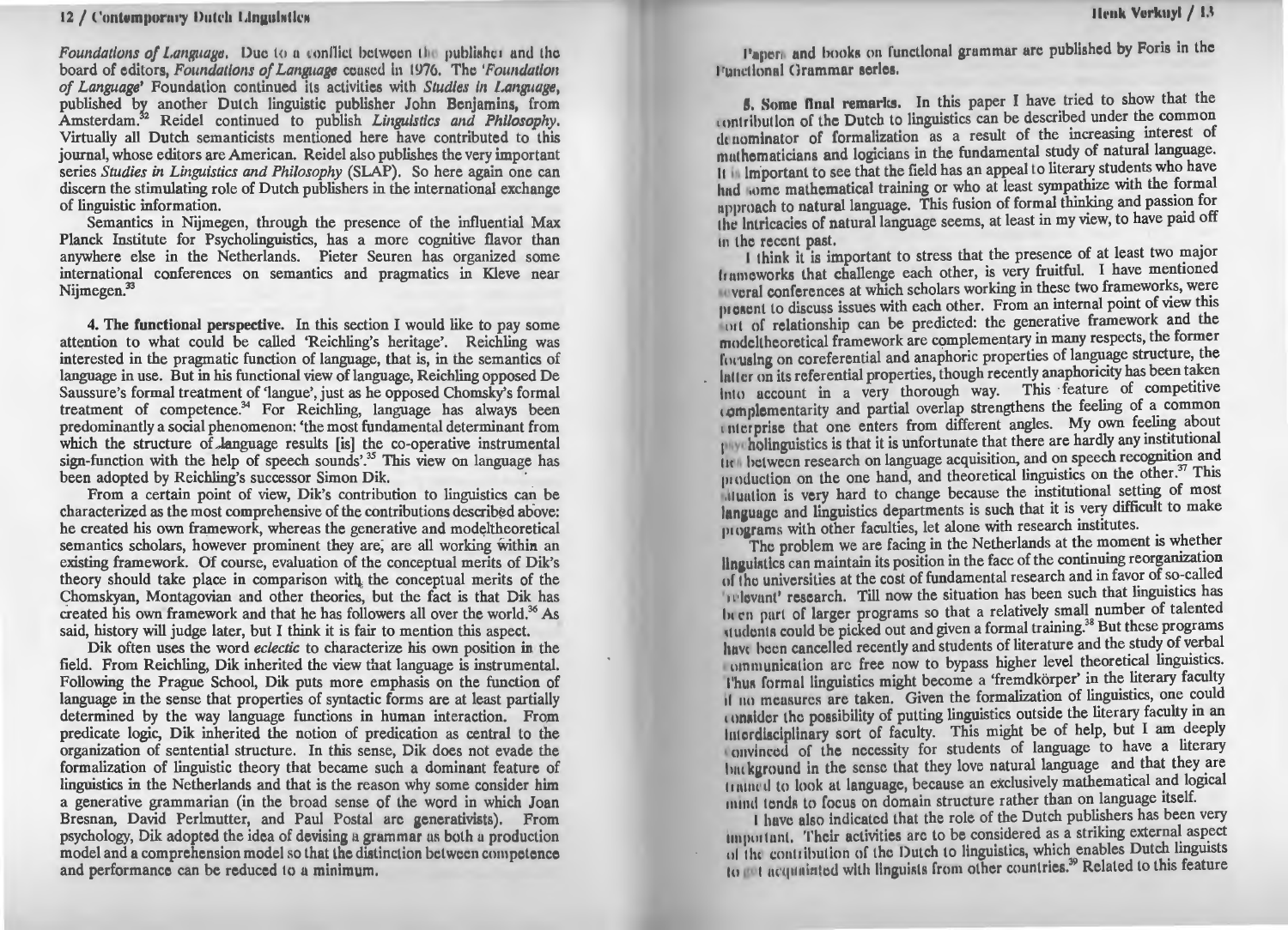*Foundations of Language*. Due to a conflict between the publisher and the board of editors, *Foundations of Language* ceased in 1976. The '*Foundation of Language*' Foundation continued its activities with *Studies in Language*, published by another Dutch linguistic publisher John Benjamins, from Amsterdam.[32] Reidel continued to publish *Linguistics and Philosophy*. Virtually all Dutch semanticists mentioned here have contributed to this journal, whose editors are American. Reidel also publishes the very important series *Studies in Linguistics and Philosophy* (SLAP). So here again one can discern the stimulating role of Dutch publishers in the international exchange of linguistic information.

Semantics in Nijmegen, through the presence of the influential Max Planck Institute for Psycholinguistics, has a more cognitive flavor than anywhere else in the Netherlands. Pieter Seuren has organized some international conferences on semantics and pragmatics in Kleve near Nijmegen.[33]

**4. The functional perspective.** In this section I would like to pay some attention to what could be called 'Reichling's heritage'. Reichling was interested in the pragmatic function of language, that is, in the semantics of language in use. But in his functional view of language, Reichling opposed De Saussure's formal treatment of 'langue', just as he opposed Chomsky's formal treatment of competence.[34] For Reichling, language has always been predominantly a social phenomenon: 'the most fundamental determinant from which the structure of language results [is] the co-operative instrumental sign-function with the help of speech sounds'.[35] This view on language has been adopted by Reichling's successor Simon Dik.

From a certain point of view, Dik's contribution to linguistics can be characterized as the most comprehensive of the contributions described above: he created his own framework, whereas the generative and modeltheoretical semantics scholars, however prominent they are, are all working within an existing framework. Of course, evaluation of the conceptual merits of Dik's theory should take place in comparison with the conceptual merits of the Chomskyan, Montagovian and other theories, but the fact is that Dik has created his own framework and that he has followers all over the world.[36] As said, history will judge later, but I think it is fair to mention this aspect.

Dik often uses the word *eclectic* to characterize his own position in the field. From Reichling, Dik inherited the view that language is instrumental. Following the Prague School, Dik puts more emphasis on the function of language in the sense that properties of syntactic forms are at least partially determined by the way language functions in human interaction. From predicate logic, Dik inherited the notion of predication as central to the organization of sentential structure. In this sense, Dik does not evade the formalization of linguistic theory that became such a dominant feature of linguistics in the Netherlands and that is the reason why some consider him a generative grammarian (in the broad sense of the word in which Joan Bresnan, David Perlmutter, and Paul Postal are generativists). From psychology, Dik adopted the idea of devising a grammar as both a production model and a comprehension model so that the distinction between competence and performance can be reduced to a minimum.

Papers and books on functional grammar are published by Foris in the Functional Grammar series.

**5. Some final remarks.** In this paper I have tried to show that the contribution of the Dutch to linguistics can be described under the common denominator of formalization as a result of the increasing interest of mathematicians and logicians in the fundamental study of natural language. It is important to see that the field has an appeal to literary students who have had some mathematical training or who at least sympathize with the formal approach to natural language. This fusion of formal thinking and passion for the intricacies of natural language seems, at least in my view, to have paid off in the recent past.

I think it is important to stress that the presence of at least two major frameworks that challenge each other, is very fruitful. I have mentioned several conferences at which scholars working in these two frameworks, were present to discuss issues with each other. From an internal point of view this sort of relationship can be predicted: the generative framework and the modeltheoretical framework are complementary in many respects, the former focusing on coreferential and anaphoric properties of language structure, the latter on its referential properties, though recently anaphoricity has been taken into account in a very thorough way. This feature of competitive complementarity and partial overlap strengthens the feeling of a common enterprise that one enters from different angles. My own feeling about psycholinguistics is that it is unfortunate that there are hardly any institutional ties between research on language acquisition, and on speech recognition and production on the one hand, and theoretical linguistics on the other.[37] This situation is very hard to change because the institutional setting of most language and linguistics departments is such that it is very difficult to make programs with other faculties, let alone with research institutes.

The problem we are facing in the Netherlands at the moment is whether linguistics can maintain its position in the face of the continuing reorganization of the universities at the cost of fundamental research and in favor of so-called 'relevant' research. Till now the situation has been such that linguistics has been part of larger programs so that a relatively small number of talented students could be picked out and given a formal training.[38] But these programs have been cancelled recently and students of literature and the study of verbal communication are free now to bypass higher level theoretical linguistics. Thus formal linguistics might become a 'fremdkörper' in the literary faculty if no measures are taken. Given the formalization of linguistics, one could consider the possibility of putting linguistics outside the literary faculty in an interdisciplinary sort of faculty. This might be of help, but I am deeply convinced of the necessity for students of language to have a literary background in the sense that they love natural language and that they are trained to look at language, because an exclusively mathematical and logical mind tends to focus on domain structure rather than on language itself.

I have also indicated that the role of the Dutch publishers has been very important. Their activities are to be considered as a striking external aspect of the contribution of the Dutch to linguistics, which enables Dutch linguists to get acquainted with linguists from other countries.[39] Related to this feature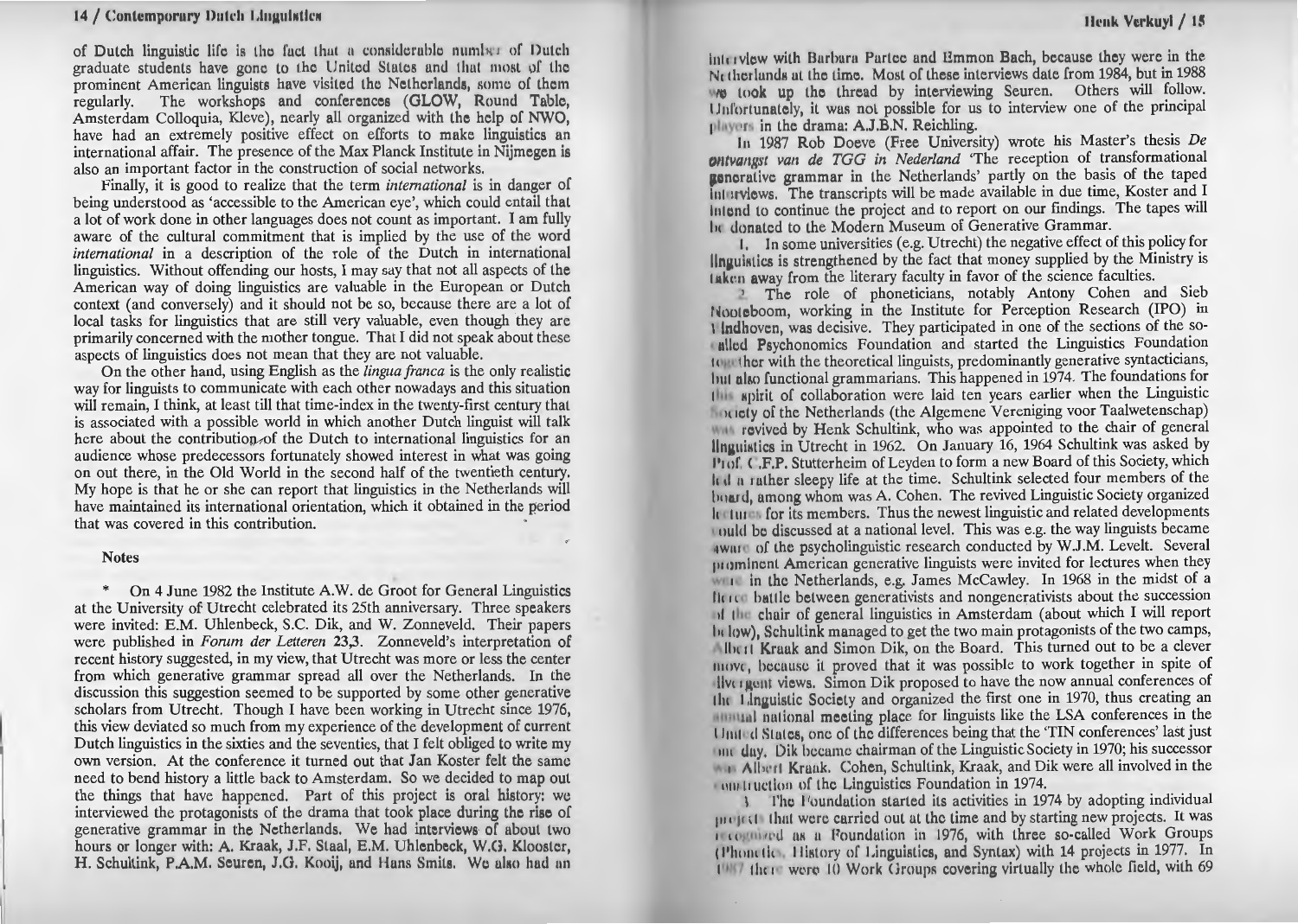of Dutch linguistic life is the fact that a considerable number of Dutch graduate students have gone to the United States and that most of the prominent American linguists have visited the Netherlands, some of them regularly. The workshops and conferences (GLOW, Round Table, Amsterdam Colloquia, Kleve), nearly all organized with the help of NWO, have had an extremely positive effect on efforts to make linguistics an international affair. The presence of the Max Planck Institute in Nijmegen is also an important factor in the construction of social networks.

Finally, it is good to realize that the term *international* is in danger of being understood as 'accessible to the American eye', which could entail that a lot of work done in other languages does not count as important. I am fully aware of the cultural commitment that is implied by the use of the word *international* in a description of the role of the Dutch in international linguistics. Without offending our hosts, I may say that not all aspects of the American way of doing linguistics are valuable in the European or Dutch context (and conversely) and it should not be so, because there are a lot of local tasks for linguistics that are still very valuable, even though they are primarily concerned with the mother tongue. That I did not speak about these aspects of linguistics does not mean that they are not valuable.

On the other hand, using English as the *lingua franca* is the only realistic way for linguists to communicate with each other nowadays and this situation will remain, I think, at least till that time-index in the twenty-first century that is associated with a possible world in which another Dutch linguist will talk here about the contribution of the Dutch to international linguistics for an audience whose predecessors fortunately showed interest in what was going on out there, in the Old World in the second half of the twentieth century. My hope is that he or she can report that linguistics in the Netherlands will have maintained its international orientation, which it obtained in the period that was covered in this contribution.

## Notes

\* On 4 June 1982 the Institute A.W. de Groot for General Linguistics at the University of Utrecht celebrated its 25th anniversary. Three speakers were invited: E.M. Uhlenbeck, S.C. Dik, and W. Zonneveld. Their papers were published in *Forum der Letteren* 23,3. Zonneveld's interpretation of recent history suggested, in my view, that Utrecht was more or less the center from which generative grammar spread all over the Netherlands. In the discussion this suggestion seemed to be supported by some other generative scholars from Utrecht. Though I have been working in Utrecht since 1976, this view deviated so much from my experience of the development of current Dutch linguistics in the sixties and the seventies, that I felt obliged to write my own version. At the conference it turned out that Jan Koster felt the same need to bend history a little back to Amsterdam. So we decided to map out the things that have happened. Part of this project is oral history: we interviewed the protagonists of the drama that took place during the rise of generative grammar in the Netherlands. We had interviews of about two hours or longer with: A. Kraak, J.F. Staal, E.M. Uhlenbeck, W.G. Klooster, H. Schultink, P.A.M. Seuren, J.G. Kooij, and Hans Smits. We also had an interview with Barbara Partee and Emmon Bach, because they were in the Netherlands at the time. Most of these interviews date from 1984, but in 1988 we took up the thread by interviewing Seuren. Others will follow. Unfortunately, it was not possible for us to interview one of the principal players in the drama: A.J.B.N. Reichling.

In 1987 Rob Doeve (Free University) wrote his Master's thesis *De ontvangst van de TGG in Nederland* 'The reception of transformational generative grammar in the Netherlands' partly on the basis of the taped interviews. The transcripts will be made available in due time, Koster and I intend to continue the project and to report on our findings. The tapes will be donated to the Modern Museum of Generative Grammar.

1. In some universities (e.g. Utrecht) the negative effect of this policy for linguistics is strengthened by the fact that money supplied by the Ministry is taken away from the literary faculty in favor of the science faculties.

2. The role of phoneticians, notably Antony Cohen and Sieb Nooteboom, working in the Institute for Perception Research (IPO) in Eindhoven, was decisive. They participated in one of the sections of the so-called Psychonomics Foundation and started the Linguistics Foundation together with the theoretical linguists, predominantly generative syntacticians, but also functional grammarians. This happened in 1974. The foundations for this spirit of collaboration were laid ten years earlier when the Linguistic Society of the Netherlands (the Algemene Vereniging voor Taalwetenschap) was revived by Henk Schultink, who was appointed to the chair of general linguistics in Utrecht in 1962. On January 16, 1964 Schultink was asked by Prof. C.F.P. Stutterheim of Leyden to form a new Board of this Society, which led a rather sleepy life at the time. Schultink selected four members of the board, among whom was A. Cohen. The revived Linguistic Society organized lectures for its members. Thus the newest linguistic and related developments could be discussed at a national level. This was e.g. the way linguists became aware of the psycholinguistic research conducted by W.J.M. Levelt. Several prominent American generative linguists were invited for lectures when they were in the Netherlands, e.g. James McCawley. In 1968 in the midst of a fierce battle between generativists and nongenerativists about the succession of the chair of general linguistics in Amsterdam (about which I will report below), Schultink managed to get the two main protagonists of the two camps, Albert Kraak and Simon Dik, on the Board. This turned out to be a clever move, because it proved that it was possible to work together in spite of divergent views. Simon Dik proposed to have the now annual conferences of the Linguistic Society and organized the first one in 1970, thus creating an annual national meeting place for linguists like the LSA conferences in the United States, one of the differences being that the 'TIN conferences' last just one day. Dik became chairman of the Linguistic Society in 1970; his successor was Albert Kraak. Cohen, Schultink, Kraak, and Dik were all involved in the construction of the Linguistics Foundation in 1974.

3. The Foundation started its activities in 1974 by adopting individual projects that were carried out at the time and by starting new projects. It was recognized as a Foundation in 1976, with three so-called Work Groups (Phonetics, History of Linguistics, and Syntax) with 14 projects in 1977. In 1987 there were 10 Work Groups covering virtually the whole field, with 69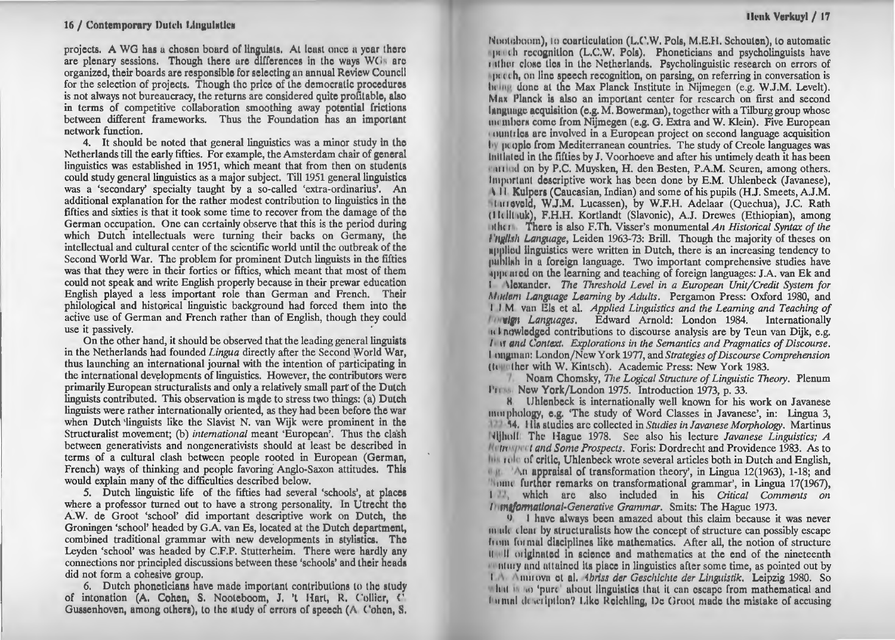projects. A WG has a chosen board of linguists. At least once a year there are plenary sessions. Though there are differences in the ways WGs are organized, their boards are responsible for selecting an annual Review Council for the selection of projects. Though the price of the democratic procedures is not always not bureaucracy, the returns are considered quite profitable, also in terms of competitive collaboration smoothing away potential frictions between different frameworks. Thus the Foundation has an important network function.

4. It should be noted that general linguistics was a minor study in the Netherlands till the early fifties. For example, the Amsterdam chair of general linguistics was established in 1951, which meant that from then on students could study general linguistics as a major subject. Till 1951 general linguistics was a 'secondary' specialty taught by a so-called 'extra-ordinarius'. An additional explanation for the rather modest contribution to linguistics in the fifties and sixties is that it took some time to recover from the damage of the German occupation. One can certainly observe that this is the period during which Dutch intellectuals were turning their backs on Germany, the intellectual and cultural center of the scientific world until the outbreak of the Second World War. The problem for prominent Dutch linguists in the fifties was that they were in their forties or fifties, which meant that most of them could not speak and write English properly because in their prewar education English played a less important role than German and French. Their philological and historical linguistic background had forced them into the active use of German and French rather than of English, though they could use it passively.

On the other hand, it should be observed that the leading general linguists in the Netherlands had founded *Lingua* directly after the Second World War, thus launching an international journal with the intention of participating in the international developments of linguistics. However, the contributors were primarily European structuralists and only a relatively small part of the Dutch linguists contributed. This observation is made to stress two things: (a) Dutch linguists were rather internationally oriented, as they had been before the war when Dutch linguists like the Slavist N. van Wijk were prominent in the Structuralist movement; (b) *international* meant 'European'. Thus the clash between generativists and nongenerativists should at least be described in terms of a cultural clash between people rooted in European (German, French) ways of thinking and people favoring Anglo-Saxon attitudes. This would explain many of the difficulties described below.

5. Dutch linguistic life of the fifties had several 'schools', at places where a professor turned out to have a strong personality. In Utrecht the A.W. de Groot 'school' did important descriptive work on Dutch, the Groningen 'school' headed by G.A. van Es, located at the Dutch department, combined traditional grammar with new developments in stylistics. The Leyden 'school' was headed by C.F.P. Stutterheim. There were hardly any connections nor principled discussions between these 'schools' and their heads did not form a cohesive group.

6. Dutch phoneticians have made important contributions to the study of intonation (A. Cohen, S. Nooteboom, J. 't Hart, R. Collier, C. Gussenhoven, among others), to the study of errors of speech (A. Cohen, S. Nooteboom), to coarticulation (L.C.W. Pols, M.E.H. Schouten), to automatic speech recognition (L.C.W. Pols). Phoneticians and psycholinguists have rather close ties in the Netherlands. Psycholinguistic research on errors of speech, on line speech recognition, on parsing, on referring in conversation is being done at the Max Planck Institute in Nijmegen (e.g. W.J.M. Levelt). Max Planck is also an important center for research on first and second language acquisition (e.g. M. Bowerman), together with a Tilburg group whose members come from Nijmegen (e.g. G. Extra and W. Klein). Five European countries are involved in a European project on second language acquisition by people from Mediterranean countries. The study of Creole languages was initiated in the fifties by J. Voorhoeve and after his untimely death it has been carried on by P.C. Muysken, H. den Besten, P.A.M. Seuren, among others. Important descriptive work has been done by E.M. Uhlenbeck (Javanese), A.H. Kuipers (Caucasian, Indian) and some of his pupils (H.J. Smeets, A.J.M. Starreveld, W.J.M. Lucassen), by W.F.H. Adelaar (Quechua), J.C. Rath (Heiltsuk), F.H.H. Kortlandt (Slavonic), A.J. Drewes (Ethiopian), among others. There is also F.Th. Visser's monumental *An Historical Syntax of the English Language*, Leiden 1963-73: Brill. Though the majority of theses on applied linguistics were written in Dutch, there is an increasing tendency to publish in a foreign language. Two important comprehensive studies have appeared on the learning and teaching of foreign languages: J.A. van Ek and L. Alexander. *The Threshold Level in a European Unit/Credit System for Modern Language Learning by Adults*. Pergamon Press: Oxford 1980, and T.J.M. van Els et al. *Applied Linguistics and the Learning and Teaching of Foreign Languages*. Edward Arnold: London 1984. Internationally acknowledged contributions to discourse analysis are by Teun van Dijk, e.g. *Text and Context. Explorations in the Semantics and Pragmatics of Discourse*. Longman: London/New York 1977, and *Strategies of Discourse Comprehension* (together with W. Kintsch). Academic Press: New York 1983.

7. Noam Chomsky, *The Logical Structure of Linguistic Theory*. Plenum Press: New York/London 1975. Introduction 1973, p. 33.

8. Uhlenbeck is internationally well known for his work on Javanese morphology, e.g. 'The study of Word Classes in Javanese', in: Lingua 3, 322-54. His studies are collected in *Studies in Javanese Morphology*. Martinus Nijhoff: The Hague 1978. See also his lecture *Javanese Linguistics; A Retrospect and Some Prospects*. Foris: Dordrecht and Providence 1983. As to his role of critic, Uhlenbeck wrote several articles both in Dutch and English, e.g. 'An appraisal of transformation theory', in Lingua 12(1963), 1-18; and 'Some further remarks on transformational grammar', in Lingua 17(1967), 1-34, which are also included in his *Critical Comments on Transformational-Generative Grammar*. Smits: The Hague 1973.

9. I have always been amazed about this claim because it was never made clear by structuralists how the concept of structure can possibly escape from formal disciplines like mathematics. After all, the notion of structure itself originated in science and mathematics at the end of the nineteenth century and attained its place in linguistics after some time, as pointed out by T.A. Amirova et al. *Abriss der Geschichte der Linguistik*. Leipzig 1980. So what is so 'pure' about linguistics that it can escape from mathematical and formal description? Like Reichling, De Groot made the mistake of accusing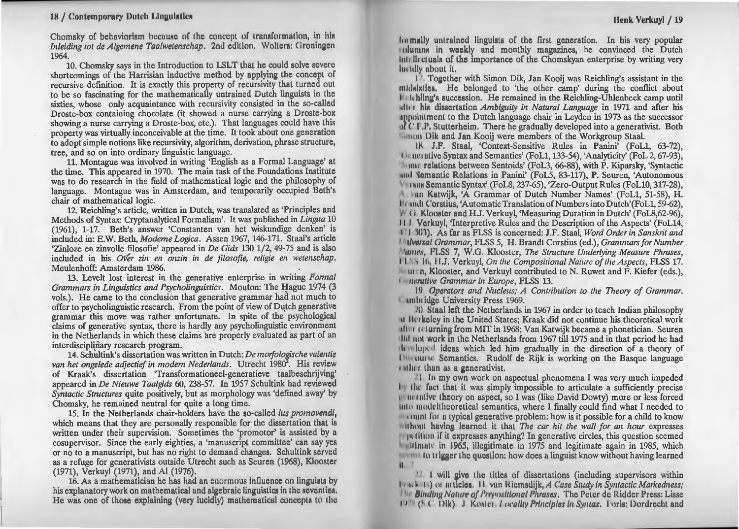Chomsky of behaviorism because of the concept of transformation, in his *Inleiding tot de Algemene Taalwetenschap*. 2nd edition. Wolters: Groningen 1964.

10. Chomsky says in the Introduction to LSLT that he could solve severe shortcomings of the Harrisian inductive method by applying the concept of recursive definition. It is exactly this property of recursivity that turned out to be so fascinating for the mathematically untrained Dutch linguists in the sixties, whose only acquaintance with recursivity consisted in the so-called Droste-box containing chocolate (it showed a nurse carrying a Droste-box showing a nurse carrying a Droste-box, etc.). That languages could have this property was virtually inconceivable at the time. It took about one generation to adopt simple notions like recursivity, algorithm, derivation, phrase structure, tree, and so on into ordinary linguistic language.

11. Montague was involved in writing 'English as a Formal Language' at the time. This appeared in 1970. The main task of the Foundations Institute was to do research in the field of mathematical logic and the philosophy of language. Montague was in Amsterdam, and temporarily occupied Beth's chair of mathematical logic.

12. Reichling's article, written in Dutch, was translated as 'Principles and Methods of Syntax: Cryptanalytical Formalism'. It was published in *Lingua* 10 (1961), 1-17. Beth's answer 'Constanten van het wiskundige denken' is included in: E.W. Beth, *Moderne Logica*. Assen 1967, 146-171. Staal's article 'Zinloze en zinvolle filosofie' appeared in *De Gids* 130 1/2, 49-75 and is also included in his *Over zin en onzin in de filosofie, religie en wetenschap*. Meulenhoff: Amsterdam 1986.

13. Levelt lost interest in the generative enterprise in writing *Formal Grammars in Linguistics and Psycholinguistics*. Mouton: The Hague 1974 (3 vols.). He came to the conclusion that generative grammar had not much to offer to psycholinguistic research. From the point of view of Dutch generative grammar this move was rather unfortunate. In spite of the psychological claims of generative syntax, there is hardly any psycholinguistic environment in the Netherlands in which these claims are properly evaluated as part of an interdisciplinary research program.

14. Schultink's dissertation was written in Dutch: *De morfologische valentie van het ongelede adjectief in modern Nederlands*. Utrecht 1980[2]. His review of Kraak's dissertation 'Transformationeel-generatieve taalbeschrijving' appeared in *De Nieuwe Taalgids* 60, 238-57. In 1957 Schultink had reviewed *Syntactic Structures* quite positively, but as morphology was 'defined away' by Chomsky, he remained neutral for quite a long time.

15. In the Netherlands chair-holders have the so-called *ius promovendi*, which means that they are personally responsible for the dissertation that is written under their supervision. Sometimes the 'promotor' is assisted by a cosupervisor. Since the early eighties, a 'manuscript committee' can say yes or no to a manuscript, but has no right to demand changes. Schultink served as a refuge for generativists outside Utrecht such as Seuren (1968), Klooster (1971), Verkuyl (1971), and Al (1976).

16. As a mathematician he has had an enormous influence on linguists by his explanatory work on mathematical and algebraic linguistics in the seventies. He was one of those explaining (very lucidly) mathematical concepts to the formally untrained linguists of the first generation. In his very popular columns in weekly and monthly magazines, he convinced the Dutch intellectuals of the importance of the Chomskyan enterprise by writing very lucidly about it.

17. Together with Simon Dik, Jan Kooij was Reichling's assistant in the mid-sixties. He belonged to 'the other camp' during the conflict about Reichling's succession. He remained in the Reichling-Uhlenbeck camp until after his dissertation *Ambiguity in Natural Language* in 1971 and after his appointment to the Dutch language chair in Leyden in 1973 as the successor of C.F.P. Stutterheim. There he gradually developed into a generativist. Both Simon Dik and Jan Kooij were members of the Workgroup Staal.

18. J.F. Staal, 'Context-Sensitive Rules in Panini' (FoL1, 63-72), 'Generative Syntax and Semantics' (FoL1, 133-54), 'Analyticity' (FoL 2, 67-93), 'Some relations between Sentoids' (FoL3, 66-88), with P. Kiparsky, 'Syntactic and Semantic Relations in Panini' (FoL5, 83-117), P. Seuren, 'Autonomous Versus Semantic Syntax' (FoL8, 237-65), 'Zero-Output Rules (FoL10, 317-28), A. van Katwijk, 'A Grammar of Dutch Number Names' (FoL1, 51-58), H. Brandt Corstius, 'Automatic Translation of Numbers into Dutch'(FoL1, 59-62), W.G. Klooster and H.J. Verkuyl, 'Measuring Duration in Dutch' (FoL8,62-96), H.J. Verkuyl, 'Interpretive Rules and the Description of the Aspects' (FoL14, 471-503). As far as FLSS is concerned: J.F. Staal, *Word Order in Sanskrit and Universal Grammar*, FLSS 5, H. Brandt Corstius (ed.), *Grammars for Number Names*, FLSS 7, W.G. Klooster, *The Structure Underlying Measure Phrases*, FLSS 16, H.J. Verkuyl, *On the Compositional Nature of the Aspects*, FLSS 17. Seuren, Klooster, and Verkuyl contributed to N. Ruwet and F. Kiefer (eds.), *Generative Grammar in Europe*, FLSS 13.

19. *Operators and Nucleus; A Contribution to the Theory of Grammar*. Cambridge University Press 1969.

20. Staal left the Netherlands in 1967 in order to teach Indian philosophy at Berkeley in the United States; Kraak did not continue his theoretical work after returning from MIT in 1968; Van Katwijk became a phonetician. Seuren did not work in the Netherlands from 1967 till 1975 and in that period he had developed ideas which led him gradually in the direction of a theory of Discourse Semantics. Rudolf de Rijk is working on the Basque language rather than as a generativist.

21. In my own work on aspectual phenomena I was very much impeded by the fact that it was simply impossible to articulate a sufficiently precise generative theory on aspect, so I was (like David Dowty) more or less forced into modeltheoretical semantics, where I finally could find what I needed to account for a typical generative problem: how is it possible for a child to know without having learned it that *The car hit the wall for an hour* expresses repetition if it expresses anything? In generative circles, this question seemed legitimate in 1965, illegitimate in 1975 and legitimate again in 1985, which seems to trigger the question: how does a linguist know without having learned it?

22. I will give the titles of dissertations (including supervisors within brackets) or articles. H. van Riemsdijk, *A Case Study in Syntactic Markedness; The Binding Nature of Prepositional Phrases*. The Peter de Ridder Press: Lisse 1978 (S.C. Dik). J. Koster, *Locality Principles in Syntax*. Foris: Dordrecht and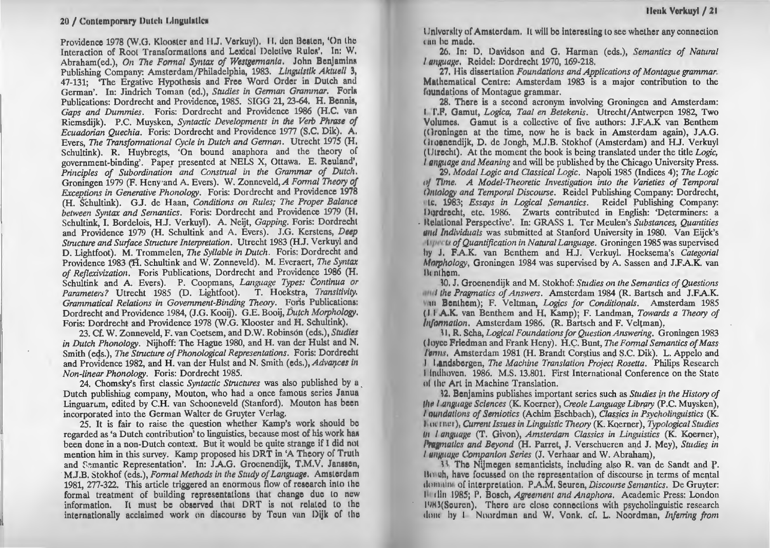Providence 1978 (W.G. Klooster and H.J. Verkuyl). H. den Besten, 'On the Interaction of Root Transformations and Lexical Deletive Rules'. In: W. Abraham(ed.), *On The Formal Syntax of Westgermania*. John Benjamins Publishing Company: Amsterdam/Philadelphia, 1983. *Linguistik Aktuell* 3, 47-131; 'The Ergative Hypothesis and Free Word Order in Dutch and German'. In: Jindrich Toman (ed.), *Studies in German Grammar*. Foris Publications: Dordrecht and Providence, 1985. SIGG 21, 23-64. H. Bennis, *Gaps and Dummies*. Foris: Dordrecht and Providence 1986 (H.C. van Riemsdijk). P.C. Muysken, *Syntactic Developments in the Verb Phrase of Ecuadorian Quechia*. Foris: Dordrecht and Providence 1977 (S.C. Dik). A. Evers, *The Transformational Cycle in Dutch and German*. Utrecht 1975 (H. Schultink). R. Huybregts, 'On bound anaphora and the theory of government-binding'. Paper presented at NELS X, Ottawa. E. Reuland', *Principles of Subordination and Construal in the Grammar of Dutch*. Groningen 1979 (F. Heny and A. Evers). W. Zonneveld, *A Formal Theory of Exceptions in Generative Phonology*. Foris: Dordrecht and Providence 1978 (H. Schultink). G.J. de Haan, *Conditions on Rules; The Proper Balance between Syntax and Semantics*. Foris: Dordrecht and Providence 1979 (H. Schultink, I. Bordelois, H.J. Verkuyl). A. Neijt, *Gapping*. Foris: Dordrecht and Providence 1979 (H. Schultink and A. Evers). J.G. Kerstens, *Deep Structure and Surface Structure Interpretation*. Utrecht 1983 (H.J. Verkuyl and D. Lightfoot). M. Trommelen, *The Syllable in Dutch*. Foris: Dordrecht and Providence 1983 (H. Schultink and W. Zonneveld). M. Everaert, *The Syntax of Reflexivization*. Foris Publications, Dordrecht and Providence 1986 (H. Schultink and A. Evers). P. Coopmans, *Language Types: Continua or Parameters?* Utrecht 1985 (D. Lightfoot). T. Hoekstra, *Transitivity. Grammatical Relations in Government-Binding Theory*. Foris Publications: Dordrecht and Providence 1984, (J.G. Kooij). G.E. Booij, *Dutch Morphology*. Foris: Dordrecht and Providence 1978 (W.G. Klooster and H. Schultink).

23. Cf. W. Zonneveld, F. van Coetsem, and D.W. Robinson (eds.), *Studies in Dutch Phonology*. Nijhoff: The Hague 1980, and H. van der Hulst and N. Smith (eds.), *The Structure of Phonological Representations*. Foris: Dordrecht and Providence 1982, and H. van der Hulst and N. Smith (eds.), *Advances in Non-linear Phonology*. Foris: Dordrecht 1985.

24. Chomsky's first classic *Syntactic Structures* was also published by a Dutch publishing company, Mouton, who had a once famous series Janua Linguarum, edited by C.H. van Schooneveld (Stanford). Mouton has been incorporated into the German Walter de Gruyter Verlag.

25. It is fair to raise the question whether Kamp's work should be regarded as 'a Dutch contribution' to linguistics, because most of his work has been done in a non-Dutch context. But it would be quite strange if I did not mention him in this survey. Kamp proposed his DRT in 'A Theory of Truth and Semantic Representation'. In: J.A.G. Groenendijk, T.M.V. Janssen, M.J.B. Stokhof (eds.), *Formal Methods in the Study of Language*. Amsterdam 1981, 277-322. This article triggered an enormous flow of research into the formal treatment of building representations that change due to new information. It must be observed that DRT is not related to the internationally acclaimed work on discourse by Teun van Dijk of the University of Amsterdam. It will be interesting to see whether any connection can be made.

26. In: D. Davidson and G. Harman (eds.), *Semantics of Natural Language*. Reidel: Dordrecht 1970, 169-218.

27. His dissertation *Foundations and Applications of Montague grammar*. Mathematical Centre: Amsterdam 1983 is a major contribution to the foundations of Montague grammar.

28. There is a second acronym involving Groningen and Amsterdam: L.T.F. Gamut, *Logica, Taal en Betekenis*. Utrecht/Antwerpen 1982, Two Volumes. Gamut is a collective of five authors: J.F.A.K van Benthem (Groningen at the time, now he is back in Amsterdam again), J.A.G. Groenendijk, D. de Jongh, M.J.B. Stokhof (Amsterdam) and H.J. Verkuyl (Utrecht). At the moment the book is being translated under the title *Logic, Language and Meaning* and will be published by the Chicago University Press.

29. *Modal Logic and Classical Logic*. Napoli 1985 (Indices 4); *The Logic of Time. A Model-Theoretic Investigation into the Varieties of Temporal Ontology and Temporal Discourse*. Reidel Publishing Company: Dordrecht, etc. 1983; *Essays in Logical Semantics*. Reidel Publishing Company: Dordrecht, etc. 1986. Zwarts contributed in English: 'Determiners: a Relational Perspective'. In: GRASS 1. Ter Meulen's *Substances, Quantities and Individuals* was submitted at Stanford University in 1980. Van Eijck's *Aspects of Quantification in Natural Language*. Groningen 1985 was supervised by J. F.A.K. van Benthem and H.J. Verkuyl. Hoeksema's *Categorial Morphology*, Groningen 1984 was supervised by A. Sassen and J.F.A.K. van Benthem.

30. J. Groenendijk and M. Stokhof: *Studies on the Semantics of Questions and the Pragmatics of Answers*. Amsterdam 1984 (R. Bartsch and J.F.A.K. van Benthem); F. Veltman, *Logics for Conditionals*. Amsterdam 1985 (J.F.A.K. van Benthem and H. Kamp); F. Landman, *Towards a Theory of Information*. Amsterdam 1986. (R. Bartsch and F. Veltman).

31. R. Scha, *Logical Foundations for Question Answering*. Groningen 1983 (Joyce Friedman and Frank Heny). H.C. Bunt, *The Formal Semantics of Mass Terms*. Amsterdam 1981 (H. Brandt Corstius and S.C. Dik). L. Appelo and J. Landsbergen, *The Machine Translation Project Rosetta*. Philips Research Eindhoven. 1986. M.S. 13.801. First International Conference on the State of the Art in Machine Translation.

32. Benjamins publishes important series such as *Studies in the History of the Language Sciences* (K. Koerner), *Creole Language Library* (P.C. Muysken), *Foundations of Semiotics* (Achim Eschbach), *Classics in Psycholinguistics* (K. Koerner), *Current Issues in Linguistic Theory* (K. Koerner), *Typological Studies in Language* (T. Givon), *Amsterdam Classics in Linguistics* (K. Koerner), *Pragmatics and Beyond* (H. Parret, J. Verschueren and J. Mey), *Studies in Language Companion Series* (J. Verhaar and W. Abraham),

33. The Nijmegen semanticists, including also R. van de Sandt and P. Bosch, have focussed on the representation of discourse in terms of mental domains of interpretation. P.A.M. Seuren, *Discourse Semantics*. De Gruyter: Berlin 1985; P. Bosch, *Agreement and Anaphora*. Academic Press: London 1983(Seuren). There are close connections with psycholinguistic research done by L. Noordman and W. Vonk. cf. L. Noordman, *Inferring from*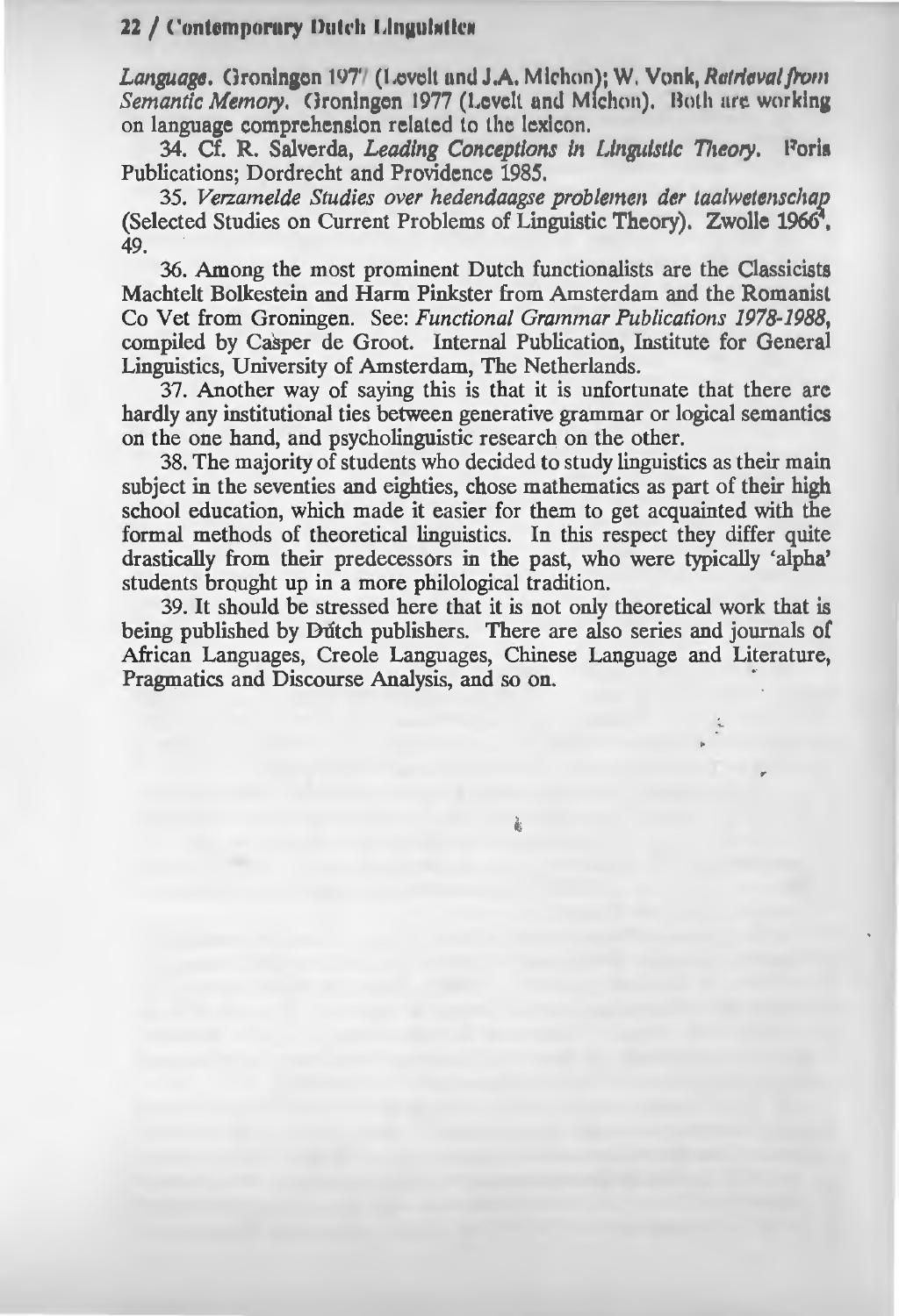*Language*. Groningen 1977 (Levelt and J.A. Michon); W. Vonk, *Retrieval from Semantic Memory*. Groningen 1977 (Levelt and Michon). Both are working on language comprehension related to the lexicon.

34. Cf. R. Salverda, *Leading Conceptions in Linguistic Theory*. Foris Publications; Dordrecht and Providence 1985.

35. *Verzamelde Studies over hedendaagse problemen der taalwetenschap* (Selected Studies on Current Problems of Linguistic Theory). Zwolle 1966[4], 49.

36. Among the most prominent Dutch functionalists are the Classicists Machtelt Bolkestein and Harm Pinkster from Amsterdam and the Romanist Co Vet from Groningen. See: *Functional Grammar Publications 1978-1988*, compiled by Casper de Groot. Internal Publication, Institute for General Linguistics, University of Amsterdam, The Netherlands.

37. Another way of saying this is that it is unfortunate that there are hardly any institutional ties between generative grammar or logical semantics on the one hand, and psycholinguistic research on the other.

38. The majority of students who decided to study linguistics as their main subject in the seventies and eighties, chose mathematics as part of their high school education, which made it easier for them to get acquainted with the formal methods of theoretical linguistics. In this respect they differ quite drastically from their predecessors in the past, who were typically 'alpha' students brought up in a more philological tradition.

39. It should be stressed here that it is not only theoretical work that is being published by Dutch publishers. There are also series and journals of African Languages, Creole Languages, Chinese Language and Literature, Pragmatics and Discourse Analysis, and so on.